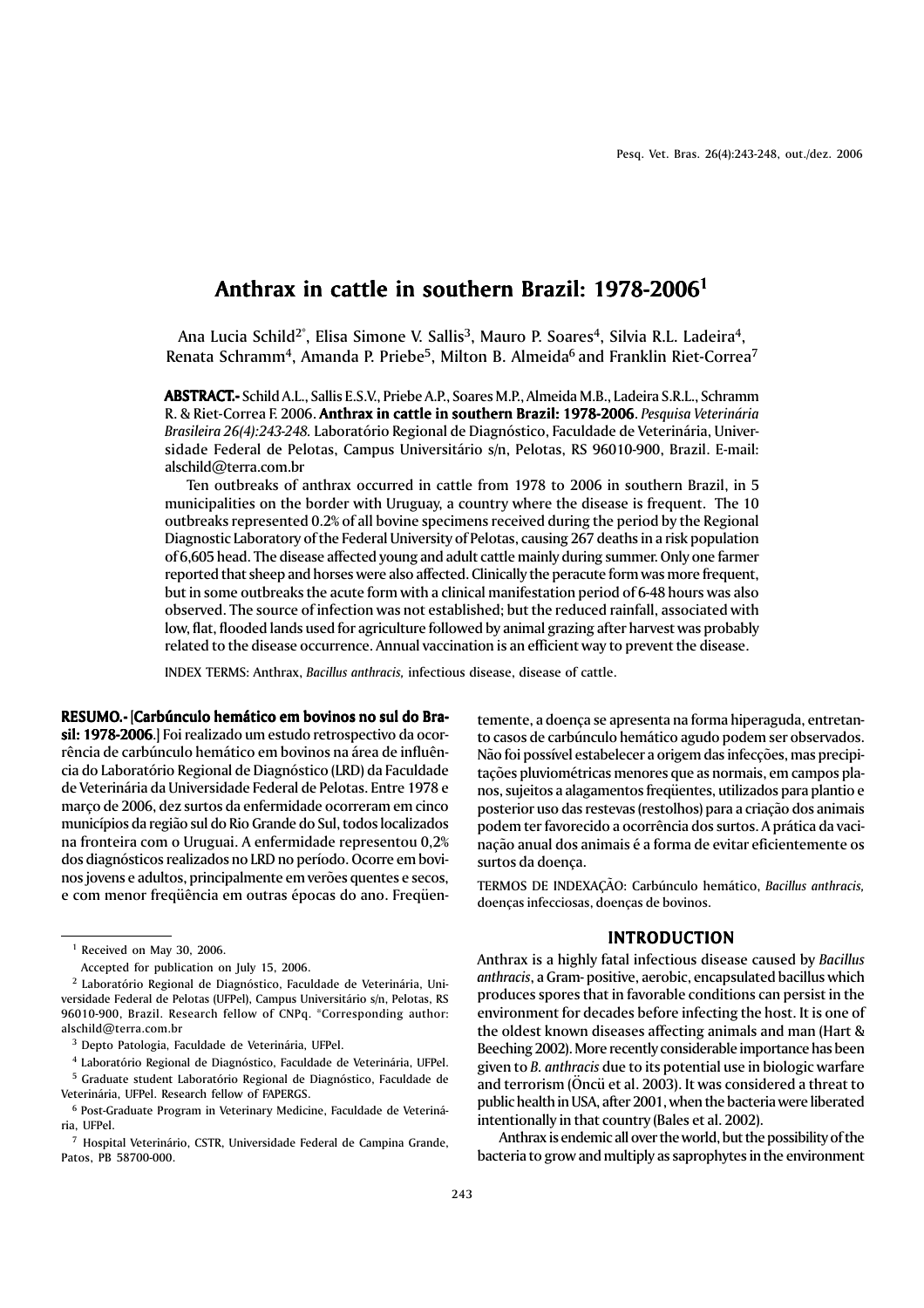# Anthrax in cattle in southern Brazil: 1978-2006[1]

Ana Lucia Schild[2*], Elisa Simone V. Sallis[3], Mauro P. Soares[4], Silvia R.L. Ladeira[4], Renata Schramm[4], Amanda P. Priebe[5], Milton B. Almeida[6] and Franklin Riet-Correa[7]

**ABSTRACT.-** Schild A.L., Sallis E.S.V., Priebe A.P., Soares M.P., Almeida M.B., Ladeira S.R.L., Schramm R. & Riet-Correa F. 2006. **Anthrax in cattle in southern Brazil: 1978-2006**. *Pesquisa Veterinária Brasileira 26(4):243-248.* Laboratório Regional de Diagnóstico, Faculdade de Veterinária, Universidade Federal de Pelotas, Campus Universitário s/n, Pelotas, RS 96010-900, Brazil. E-mail: alschild@terra.com.br

Ten outbreaks of anthrax occurred in cattle from 1978 to 2006 in southern Brazil, in 5 municipalities on the border with Uruguay, a country where the disease is frequent. The 10 outbreaks represented 0.2% of all bovine specimens received during the period by the Regional Diagnostic Laboratory of the Federal University of Pelotas, causing 267 deaths in a risk population of 6,605 head. The disease affected young and adult cattle mainly during summer. Only one farmer reported that sheep and horses were also affected. Clinically the peracute form was more frequent, but in some outbreaks the acute form with a clinical manifestation period of 6-48 hours was also observed. The source of infection was not established; but the reduced rainfall, associated with low, flat, flooded lands used for agriculture followed by animal grazing after harvest was probably related to the disease occurrence. Annual vaccination is an efficient way to prevent the disease.

INDEX TERMS: Anthrax, *Bacillus anthracis,* infectious disease, disease of cattle.

**RESUMO.- [Carbúnculo hemático em bovinos no sul do Brasil: 1978-2006.]** Foi realizado um estudo retrospectivo da ocorrência de carbúnculo hemático em bovinos na área de influência do Laboratório Regional de Diagnóstico (LRD) da Faculdade de Veterinária da Universidade Federal de Pelotas. Entre 1978 e março de 2006, dez surtos da enfermidade ocorreram em cinco municípios da região sul do Rio Grande do Sul, todos localizados na fronteira com o Uruguai. A enfermidade representou 0,2% dos diagnósticos realizados no LRD no período. Ocorre em bovinos jovens e adultos, principalmente em verões quentes e secos, e com menor freqüência em outras épocas do ano. Freqüentemente, a doença se apresenta na forma hiperaguda, entretanto casos de carbúnculo hemático agudo podem ser observados. Não foi possível estabelecer a origem das infecções, mas precipitações pluviométricas menores que as normais, em campos planos, sujeitos a alagamentos freqüentes, utilizados para plantio e posterior uso das restevas (restolhos) para a criação dos animais podem ter favorecido a ocorrência dos surtos. A prática da vacinação anual dos animais é a forma de evitar eficientemente os surtos da doença.

TERMOS DE INDEXAÇÃO: Carbúnculo hemático, *Bacillus anthracis,* doenças infecciosas, doenças de bovinos.

## INTRODUCTION

Anthrax is a highly fatal infectious disease caused by *Bacillus anthracis*, a Gram- positive, aerobic, encapsulated bacillus which produces spores that in favorable conditions can persist in the environment for decades before infecting the host. It is one of the oldest known diseases affecting animals and man (Hart & Beeching 2002). More recently considerable importance has been given to *B. anthracis* due to its potential use in biologic warfare and terrorism (Öncü et al. 2003). It was considered a threat to public health in USA, after 2001, when the bacteria were liberated intentionally in that country (Bales et al. 2002).

Anthrax is endemic all over the world, but the possibility of the bacteria to grow and multiply as saprophytes in the environment

---

[1] Received on May 30, 2006.

Accepted for publication on July 15, 2006.

[2] Laboratório Regional de Diagnóstico, Faculdade de Veterinária, Universidade Federal de Pelotas (UFPel), Campus Universitário s/n, Pelotas, RS 96010-900, Brazil. Research fellow of CNPq. *Corresponding author: alschild@terra.com.br

[3] Depto Patologia, Faculdade de Veterinária, UFPel.

[4] Laboratório Regional de Diagnóstico, Faculdade de Veterinária, UFPel.

[5] Graduate student Laboratório Regional de Diagnóstico, Faculdade de Veterinária, UFPel. Research fellow of FAPERGS.

[6] Post-Graduate Program in Veterinary Medicine, Faculdade de Veterinária, UFPel.

[7] Hospital Veterinário, CSTR, Universidade Federal de Campina Grande, Patos, PB 58700-000.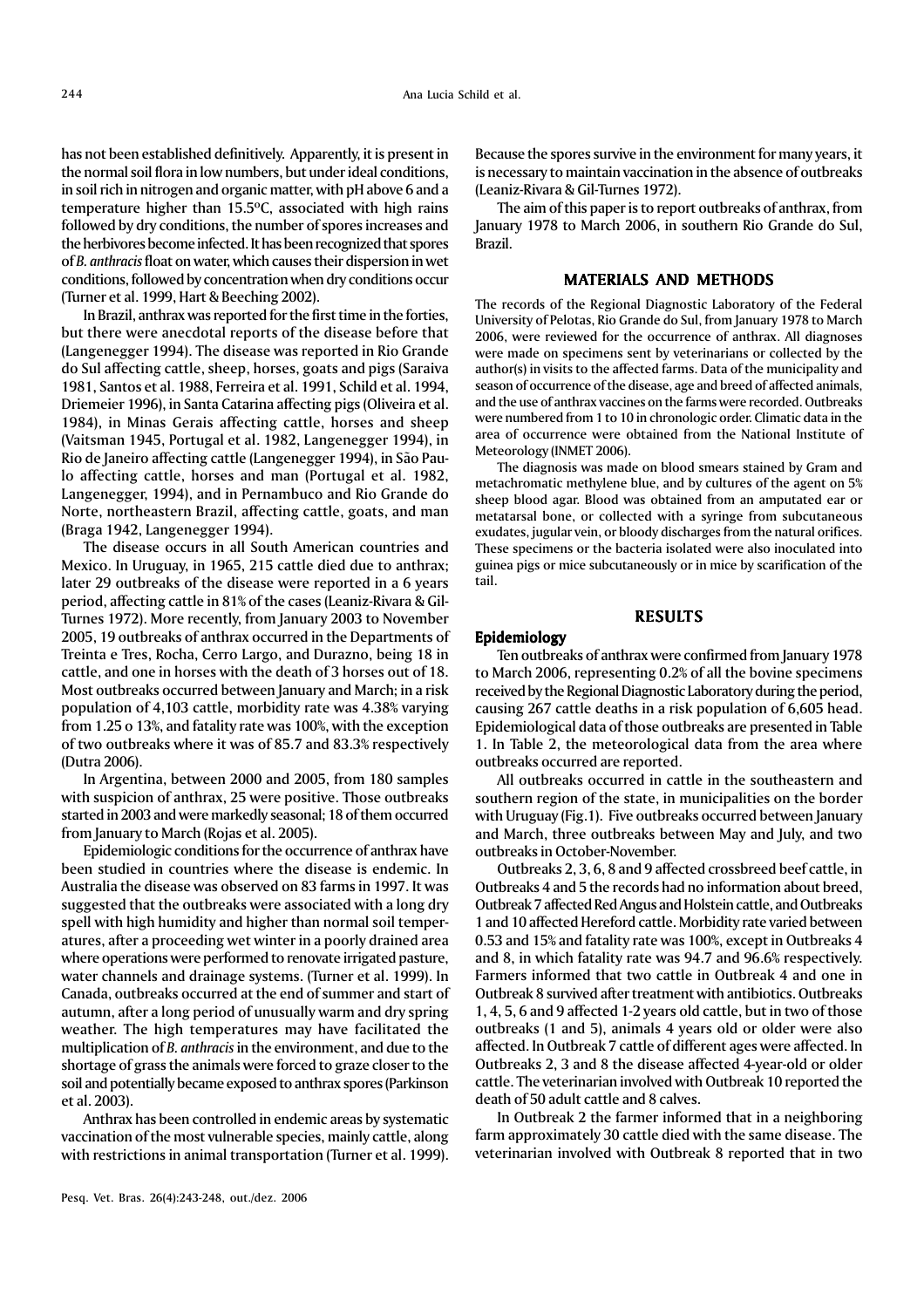has not been established definitively. Apparently, it is present in the normal soil flora in low numbers, but under ideal conditions, in soil rich in nitrogen and organic matter, with pH above 6 and a temperature higher than 15.5ºC, associated with high rains followed by dry conditions, the number of spores increases and the herbivores become infected. It has been recognized that spores of *B. anthracis* float on water, which causes their dispersion in wet conditions, followed by concentration when dry conditions occur (Turner et al. 1999, Hart & Beeching 2002).

In Brazil, anthrax was reported for the first time in the forties, but there were anecdotal reports of the disease before that (Langenegger 1994). The disease was reported in Rio Grande do Sul affecting cattle, sheep, horses, goats and pigs (Saraiva 1981, Santos et al. 1988, Ferreira et al. 1991, Schild et al. 1994, Driemeier 1996), in Santa Catarina affecting pigs (Oliveira et al. 1984), in Minas Gerais affecting cattle, horses and sheep (Vaitsman 1945, Portugal et al. 1982, Langenegger 1994), in Rio de Janeiro affecting cattle (Langenegger 1994), in São Paulo affecting cattle, horses and man (Portugal et al. 1982, Langenegger, 1994), and in Pernambuco and Rio Grande do Norte, northeastern Brazil, affecting cattle, goats, and man (Braga 1942, Langenegger 1994).

The disease occurs in all South American countries and Mexico. In Uruguay, in 1965, 215 cattle died due to anthrax; later 29 outbreaks of the disease were reported in a 6 years period, affecting cattle in 81% of the cases (Leaniz-Rivara & Gil-Turnes 1972). More recently, from January 2003 to November 2005, 19 outbreaks of anthrax occurred in the Departments of Treinta e Tres, Rocha, Cerro Largo, and Durazno, being 18 in cattle, and one in horses with the death of 3 horses out of 18. Most outbreaks occurred between January and March; in a risk population of 4,103 cattle, morbidity rate was 4.38% varying from 1.25 o 13%, and fatality rate was 100%, with the exception of two outbreaks where it was of 85.7 and 83.3% respectively (Dutra 2006).

In Argentina, between 2000 and 2005, from 180 samples with suspicion of anthrax, 25 were positive. Those outbreaks started in 2003 and were markedly seasonal; 18 of them occurred from January to March (Rojas et al. 2005).

Epidemiologic conditions for the occurrence of anthrax have been studied in countries where the disease is endemic. In Australia the disease was observed on 83 farms in 1997. It was suggested that the outbreaks were associated with a long dry spell with high humidity and higher than normal soil temperatures, after a proceeding wet winter in a poorly drained area where operations were performed to renovate irrigated pasture, water channels and drainage systems. (Turner et al. 1999). In Canada, outbreaks occurred at the end of summer and start of autumn, after a long period of unusually warm and dry spring weather. The high temperatures may have facilitated the multiplication of *B. anthracis* in the environment, and due to the shortage of grass the animals were forced to graze closer to the soil and potentially became exposed to anthrax spores (Parkinson et al. 2003).

Anthrax has been controlled in endemic areas by systematic vaccination of the most vulnerable species, mainly cattle, along with restrictions in animal transportation (Turner et al. 1999). Because the spores survive in the environment for many years, it is necessary to maintain vaccination in the absence of outbreaks (Leaniz-Rivara & Gil-Turnes 1972).

The aim of this paper is to report outbreaks of anthrax, from January 1978 to March 2006, in southern Rio Grande do Sul, Brazil.

## MATERIALS AND METHODS

The records of the Regional Diagnostic Laboratory of the Federal University of Pelotas, Rio Grande do Sul, from January 1978 to March 2006, were reviewed for the occurrence of anthrax. All diagnoses were made on specimens sent by veterinarians or collected by the author(s) in visits to the affected farms. Data of the municipality and season of occurrence of the disease, age and breed of affected animals, and the use of anthrax vaccines on the farms were recorded. Outbreaks were numbered from 1 to 10 in chronologic order. Climatic data in the area of occurrence were obtained from the National Institute of Meteorology (INMET 2006).

The diagnosis was made on blood smears stained by Gram and metachromatic methylene blue, and by cultures of the agent on 5% sheep blood agar. Blood was obtained from an amputated ear or metatarsal bone, or collected with a syringe from subcutaneous exudates, jugular vein, or bloody discharges from the natural orifices. These specimens or the bacteria isolated were also inoculated into guinea pigs or mice subcutaneously or in mice by scarification of the tail.

## RESULTS

### Epidemiology

Ten outbreaks of anthrax were confirmed from January 1978 to March 2006, representing 0.2% of all the bovine specimens received by the Regional Diagnostic Laboratory during the period, causing 267 cattle deaths in a risk population of 6,605 head. Epidemiological data of those outbreaks are presented in Table 1. In Table 2, the meteorological data from the area where outbreaks occurred are reported.

All outbreaks occurred in cattle in the southeastern and southern region of the state, in municipalities on the border with Uruguay (Fig.1). Five outbreaks occurred between January and March, three outbreaks between May and July, and two outbreaks in October-November.

Outbreaks 2, 3, 6, 8 and 9 affected crossbreed beef cattle, in Outbreaks 4 and 5 the records had no information about breed, Outbreak 7 affected Red Angus and Holstein cattle, and Outbreaks 1 and 10 affected Hereford cattle. Morbidity rate varied between 0.53 and 15% and fatality rate was 100%, except in Outbreaks 4 and 8, in which fatality rate was 94.7 and 96.6% respectively. Farmers informed that two cattle in Outbreak 4 and one in Outbreak 8 survived after treatment with antibiotics. Outbreaks 1, 4, 5, 6 and 9 affected 1-2 years old cattle, but in two of those outbreaks (1 and 5), animals 4 years old or older were also affected. In Outbreak 7 cattle of different ages were affected. In Outbreaks 2, 3 and 8 the disease affected 4-year-old or older cattle. The veterinarian involved with Outbreak 10 reported the death of 50 adult cattle and 8 calves.

In Outbreak 2 the farmer informed that in a neighboring farm approximately 30 cattle died with the same disease. The veterinarian involved with Outbreak 8 reported that in two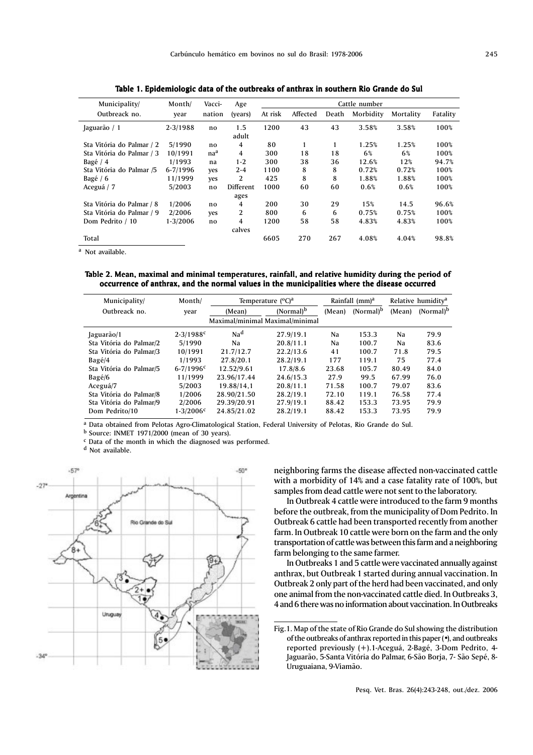**Table 1. Epidemiologic data of the outbreaks of anthrax in southern Rio Grande do Sul**

| Municipality/ Outbreack no. | Month/ year | Vacci- nation | Age (years) | Cattle number | | | | | |
|---|---|---|---|---|---|---|---|---|---|
| | | | | At risk | Affected | Death | Morbidity | Mortality | Fatality |
| Jaguarão / 1 | 2-3/1988 | no | 1.5 adult | 1200 | 43 | 43 | 3.58% | 3.58% | 100% |
| Sta Vitória do Palmar / 2 | 5/1990 | no | 4 | 80 | 1 | 1 | 1.25% | 1.25% | 100% |
| Sta Vitória do Palmar / 3 | 10/1991 | na[a] | 4 | 300 | 18 | 18 | 6% | 6% | 100% |
| Bagé / 4 | 1/1993 | na | 1-2 | 300 | 38 | 36 | 12.6% | 12% | 94.7% |
| Sta Vitória do Palmar /5 | 6-7/1996 | yes | 2-4 | 1100 | 8 | 8 | 0.72% | 0.72% | 100% |
| Bagé / 6 | 11/1999 | yes | 2 | 425 | 8 | 8 | 1.88% | 1.88% | 100% |
| Aceguá / 7 | 5/2003 | no | Different ages | 1000 | 60 | 60 | 0.6% | 0.6% | 100% |
| Sta Vitória do Palmar / 8 | 1/2006 | no | 4 | 200 | 30 | 29 | 15% | 14.5 | 96.6% |
| Sta Vitória do Palmar / 9 | 2/2006 | yes | 2 | 800 | 6 | 6 | 0.75% | 0.75% | 100% |
| Dom Pedrito / 10 | 1-3/2006 | no | 4 calves | 1200 | 58 | 58 | 4.83% | 4.83% | 100% |
| Total | | | | 6605 | 270 | 267 | 4.08% | 4.04% | 98.8% |

[a] Not available.

**Table 2. Mean, maximal and minimal temperatures, rainfall, and relative humidity during the period of occurrence of anthrax, and the normal values in the municipalities where the disease occurred**

| Municipality/ Outbreack no. | Month/ year | Temperature (°C)[a] | | Rainfall (mm)[a] | | Relative humidity[a] | |
|---|---|---|---|---|---|---|---|
| | | (Mean) Maximal/minimal | (Normal)[b] Maximal/minimal | (Mean) | (Normal)[b] | (Mean) | (Normal)[b] |
| Jaguarão/1 | 2-3/1988[c] | Na[d] | 27.9/19.1 | Na | 153.3 | Na | 79.9 |
| Sta Vitória do Palmar/2 | 5/1990 | Na | 20.8/11.1 | Na | 100.7 | Na | 83.6 |
| Sta Vitória do Palmar/3 | 10/1991 | 21.7/12.7 | 22.2/13.6 | 41 | 100.7 | 71.8 | 79.5 |
| Bagé/4 | 1/1993 | 27.8/20.1 | 28.2/19.1 | 177 | 119.1 | 75 | 77.4 |
| Sta Vitória do Palmar/5 | 6-7/1996[c] | 12.52/9.61 | 17.8/8.6 | 23.68 | 105.7 | 80.49 | 84.0 |
| Bagé/6 | 11/1999 | 23.96/17.44 | 24.6/15.3 | 27.9 | 99.5 | 67.99 | 76.0 |
| Aceguá/7 | 5/2003 | 19.88/14,1 | 20.8/11.1 | 71.58 | 100.7 | 79.07 | 83.6 |
| Sta Vitória do Palmar/8 | 1/2006 | 28.90/21.50 | 28.2/19.1 | 72.10 | 119.1 | 76.58 | 77.4 |
| Sta Vitória do Palmar/9 | 2/2006 | 29.39/20.91 | 27.9/19.1 | 88.42 | 153.3 | 73.95 | 79.9 |
| Dom Pedrito/10 | 1-3/2006[c] | 24.85/21.02 | 28.2/19.1 | 88.42 | 153.3 | 73.95 | 79.9 |

[a] Data obtained from Pelotas Agro-Climatological Station, Federal University of Pelotas, Rio Grande do Sul.
[b] Source: INMET 1971/2000 (mean of 30 years).
[c] Data of the month in which the diagnosed was performed.
[d] Not available.

Fig.1. Map of the state of Rio Grande do Sul showing the distribution of the outbreaks of anthrax reported in this paper (•), and outbreaks reported previously (+).1-Aceguá, 2-Bagé, 3-Dom Pedrito, 4-Jaguarão, 5-Santa Vitória do Palmar, 6-São Borja, 7- São Sepé, 8-Uruguaiana, 9-Viamão.

neighboring farms the disease affected non-vaccinated cattle with a morbidity of 14% and a case fatality rate of 100%, but samples from dead cattle were not sent to the laboratory.

In Outbreak 4 cattle were introduced to the farm 9 months before the outbreak, from the municipality of Dom Pedrito. In Outbreak 6 cattle had been transported recently from another farm. In Outbreak 10 cattle were born on the farm and the only transportation of cattle was between this farm and a neighboring farm belonging to the same farmer.

In Outbreaks 1 and 5 cattle were vaccinated annually against anthrax, but Outbreak 1 started during annual vaccination. In Outbreak 2 only part of the herd had been vaccinated, and only one animal from the non-vaccinated cattle died. In Outbreaks 3, 4 and 6 there was no information about vaccination. In Outbreaks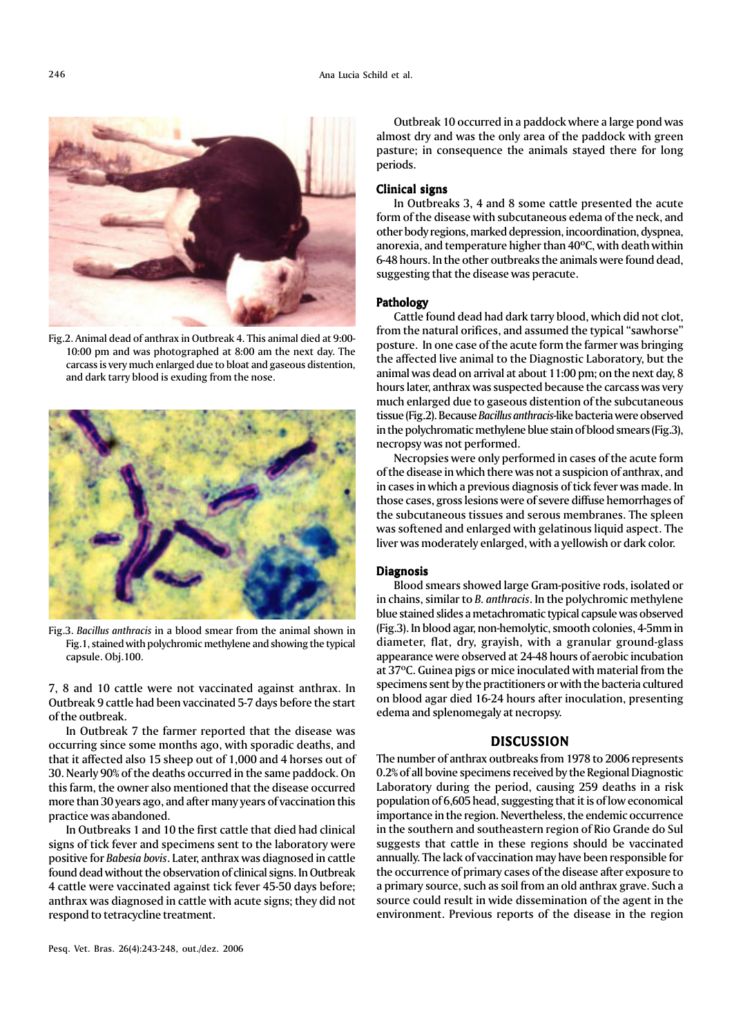Fig.2. Animal dead of anthrax in Outbreak 4. This animal died at 9:00-10:00 pm and was photographed at 8:00 am the next day. The carcass is very much enlarged due to bloat and gaseous distention, and dark tarry blood is exuding from the nose.

Fig.3. *Bacillus anthracis* in a blood smear from the animal shown in Fig.1, stained with polychromic methylene and showing the typical capsule. Obj.100.

7, 8 and 10 cattle were not vaccinated against anthrax. In Outbreak 9 cattle had been vaccinated 5-7 days before the start of the outbreak.

In Outbreak 7 the farmer reported that the disease was occurring since some months ago, with sporadic deaths, and that it affected also 15 sheep out of 1,000 and 4 horses out of 30. Nearly 90% of the deaths occurred in the same paddock. On this farm, the owner also mentioned that the disease occurred more than 30 years ago, and after many years of vaccination this practice was abandoned.

In Outbreaks 1 and 10 the first cattle that died had clinical signs of tick fever and specimens sent to the laboratory were positive for *Babesia bovis*. Later, anthrax was diagnosed in cattle found dead without the observation of clinical signs. In Outbreak 4 cattle were vaccinated against tick fever 45-50 days before; anthrax was diagnosed in cattle with acute signs; they did not respond to tetracycline treatment.

Outbreak 10 occurred in a paddock where a large pond was almost dry and was the only area of the paddock with green pasture; in consequence the animals stayed there for long periods.

### Clinical signs

In Outbreaks 3, 4 and 8 some cattle presented the acute form of the disease with subcutaneous edema of the neck, and other body regions, marked depression, incoordination, dyspnea, anorexia, and temperature higher than 40ºC, with death within 6-48 hours. In the other outbreaks the animals were found dead, suggesting that the disease was peracute.

### Pathology

Cattle found dead had dark tarry blood, which did not clot, from the natural orifices, and assumed the typical "sawhorse" posture. In one case of the acute form the farmer was bringing the affected live animal to the Diagnostic Laboratory, but the animal was dead on arrival at about 11:00 pm; on the next day, 8 hours later, anthrax was suspected because the carcass was very much enlarged due to gaseous distention of the subcutaneous tissue (Fig.2). Because *Bacillus anthracis*-like bacteria were observed in the polychromatic methylene blue stain of blood smears (Fig.3), necropsy was not performed.

Necropsies were only performed in cases of the acute form of the disease in which there was not a suspicion of anthrax, and in cases in which a previous diagnosis of tick fever was made. In those cases, gross lesions were of severe diffuse hemorrhages of the subcutaneous tissues and serous membranes. The spleen was softened and enlarged with gelatinous liquid aspect. The liver was moderately enlarged, with a yellowish or dark color.

### Diagnosis

Blood smears showed large Gram-positive rods, isolated or in chains, similar to *B. anthracis*. In the polychromic methylene blue stained slides a metachromatic typical capsule was observed (Fig.3). In blood agar, non-hemolytic, smooth colonies, 4-5mm in diameter, flat, dry, grayish, with a granular ground-glass appearance were observed at 24-48 hours of aerobic incubation at 37ºC. Guinea pigs or mice inoculated with material from the specimens sent by the practitioners or with the bacteria cultured on blood agar died 16-24 hours after inoculation, presenting edema and splenomegaly at necropsy.

## DISCUSSION

The number of anthrax outbreaks from 1978 to 2006 represents 0.2% of all bovine specimens received by the Regional Diagnostic Laboratory during the period, causing 259 deaths in a risk population of 6,605 head, suggesting that it is of low economical importance in the region. Nevertheless, the endemic occurrence in the southern and southeastern region of Rio Grande do Sul suggests that cattle in these regions should be vaccinated annually. The lack of vaccination may have been responsible for the occurrence of primary cases of the disease after exposure to a primary source, such as soil from an old anthrax grave. Such a source could result in wide dissemination of the agent in the environment. Previous reports of the disease in the region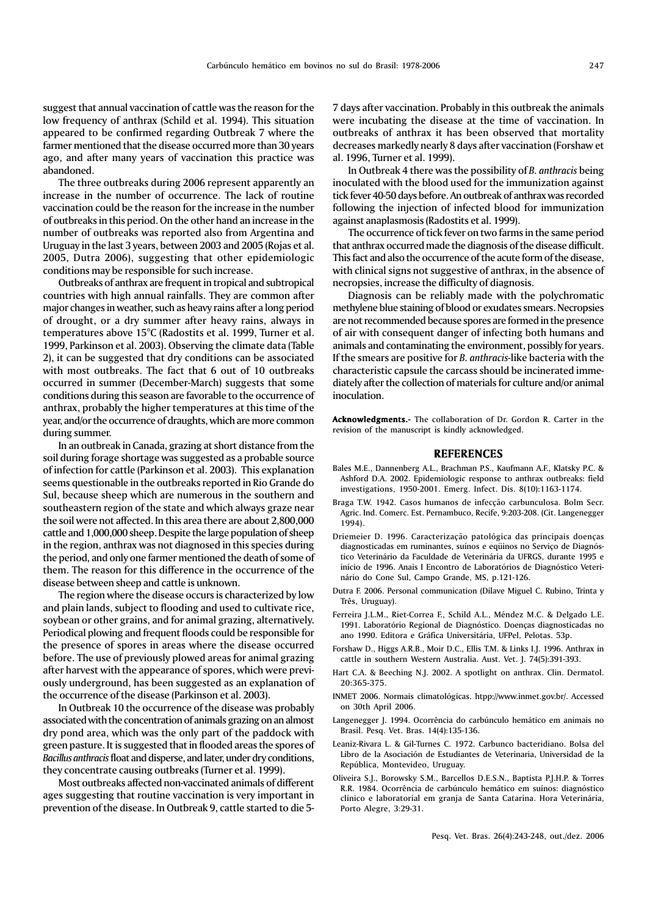suggest that annual vaccination of cattle was the reason for the low frequency of anthrax (Schild et al. 1994). This situation appeared to be confirmed regarding Outbreak 7 where the farmer mentioned that the disease occurred more than 30 years ago, and after many years of vaccination this practice was abandoned.

The three outbreaks during 2006 represent apparently an increase in the number of occurrence. The lack of routine vaccination could be the reason for the increase in the number of outbreaks in this period. On the other hand an increase in the number of outbreaks was reported also from Argentina and Uruguay in the last 3 years, between 2003 and 2005 (Rojas et al. 2005, Dutra 2006), suggesting that other epidemiologic conditions may be responsible for such increase.

Outbreaks of anthrax are frequent in tropical and subtropical countries with high annual rainfalls. They are common after major changes in weather, such as heavy rains after a long period of drought, or a dry summer after heavy rains, always in temperatures above 15°C (Radostits et al. 1999, Turner et al. 1999, Parkinson et al. 2003). Observing the climate data (Table 2), it can be suggested that dry conditions can be associated with most outbreaks. The fact that 6 out of 10 outbreaks occurred in summer (December-March) suggests that some conditions during this season are favorable to the occurrence of anthrax, probably the higher temperatures at this time of the year, and/or the occurrence of draughts, which are more common during summer.

In an outbreak in Canada, grazing at short distance from the soil during forage shortage was suggested as a probable source of infection for cattle (Parkinson et al. 2003). This explanation seems questionable in the outbreaks reported in Rio Grande do Sul, because sheep which are numerous in the southern and southeastern region of the state and which always graze near the soil were not affected. In this area there are about 2,800,000 cattle and 1,000,000 sheep. Despite the large population of sheep in the region, anthrax was not diagnosed in this species during the period, and only one farmer mentioned the death of some of them. The reason for this difference in the occurrence of the disease between sheep and cattle is unknown.

The region where the disease occurs is characterized by low and plain lands, subject to flooding and used to cultivate rice, soybean or other grains, and for animal grazing, alternatively. Periodical plowing and frequent floods could be responsible for the presence of spores in areas where the disease occurred before. The use of previously plowed areas for animal grazing after harvest with the appearance of spores, which were previously underground, has been suggested as an explanation of the occurrence of the disease (Parkinson et al. 2003).

In Outbreak 10 the occurrence of the disease was probably associated with the concentration of animals grazing on an almost dry pond area, which was the only part of the paddock with green pasture. It is suggested that in flooded areas the spores of *Bacillus anthracis* float and disperse, and later, under dry conditions, they concentrate causing outbreaks (Turner et al. 1999).

Most outbreaks affected non-vaccinated animals of different ages suggesting that routine vaccination is very important in prevention of the disease. In Outbreak 9, cattle started to die 5-7 days after vaccination. Probably in this outbreak the animals were incubating the disease at the time of vaccination. In outbreaks of anthrax it has been observed that mortality decreases markedly nearly 8 days after vaccination (Forshaw et al. 1996, Turner et al. 1999).

In Outbreak 4 there was the possibility of *B. anthracis* being inoculated with the blood used for the immunization against tick fever 40-50 days before. An outbreak of anthrax was recorded following the injection of infected blood for immunization against anaplasmosis (Radostits et al. 1999).

The occurrence of tick fever on two farms in the same period that anthrax occurred made the diagnosis of the disease difficult. This fact and also the occurrence of the acute form of the disease, with clinical signs not suggestive of anthrax, in the absence of necropsies, increase the difficulty of diagnosis.

Diagnosis can be reliably made with the polychromatic methylene blue staining of blood or exudates smears. Necropsies are not recommended because spores are formed in the presence of air with consequent danger of infecting both humans and animals and contaminating the environment, possibly for years. If the smears are positive for *B. anthracis*-like bacteria with the characteristic capsule the carcass should be incinerated immediately after the collection of materials for culture and/or animal inoculation.

**Acknowledgments.-** The collaboration of Dr. Gordon R. Carter in the revision of the manuscript is kindly acknowledged.

## REFERENCES

Bales M.E., Dannenberg A.L., Brachman P.S., Kaufmann A.F., Klatsky P.C. & Ashford D.A. 2002. Epidemiologic response to anthrax outbreaks: field investigations, 1950-2001. Emerg. Infect. Dis. 8(10):1163-1174.

Braga T.W. 1942. Casos humanos de infecção carbunculosa. Bolm Secr. Agric. Ind. Comerc. Est. Pernambuco, Recife, 9:203-208. (Cit. Langenegger 1994).

Driemeier D. 1996. Caracterização patológica das principais doenças diagnosticadas em ruminantes, suínos e eqüinos no Serviço de Diagnóstico Veterinário da Faculdade de Veterinária da UFRGS, durante 1995 e início de 1996. Anais I Encontro de Laboratórios de Diagnóstico Veterinário do Cone Sul, Campo Grande, MS, p.121-126.

Dutra F. 2006. Personal communication (Dilave Miguel C. Rubino, Trinta y Três, Uruguay).

Ferreira J.L.M., Riet-Correa F., Schild A.L., Méndez M.C. & Delgado L.E. 1991. Laboratório Regional de Diagnóstico. Doenças diagnosticadas no ano 1990. Editora e Gráfica Universitária, UFPel, Pelotas. 53p.

Forshaw D., Higgs A.R.B., Moir D.C., Ellis T.M. & Links I.J. 1996. Anthrax in cattle in southern Western Australia. Aust. Vet. J. 74(5):391-393.

Hart C.A. & Beeching N.J. 2002. A spotlight on anthrax. Clin. Dermatol. 20:365-375.

INMET 2006. Normais climatológicas. htpp://www.inmet.gov.br/. Accessed on 30th April 2006.

Langenegger J. 1994. Ocorrência do carbúnculo hemático em animais no Brasil. Pesq. Vet. Bras. 14(4):135-136.

Leaniz-Rivara L. & Gil-Turnes C. 1972. Carbunco bacteridiano. Bolsa del Libro de la Asociación de Estudiantes de Veterinaria, Universidad de la República, Montevideo, Uruguay.

Oliveira S.J., Borowsky S.M., Barcellos D.E.S.N., Baptista P.J.H.P. & Torres R.R. 1984. Ocorrência de carbúnculo hemático em suínos: diagnóstico clínico e laboratorial em granja de Santa Catarina. Hora Veterinária, Porto Alegre, 3:29-31.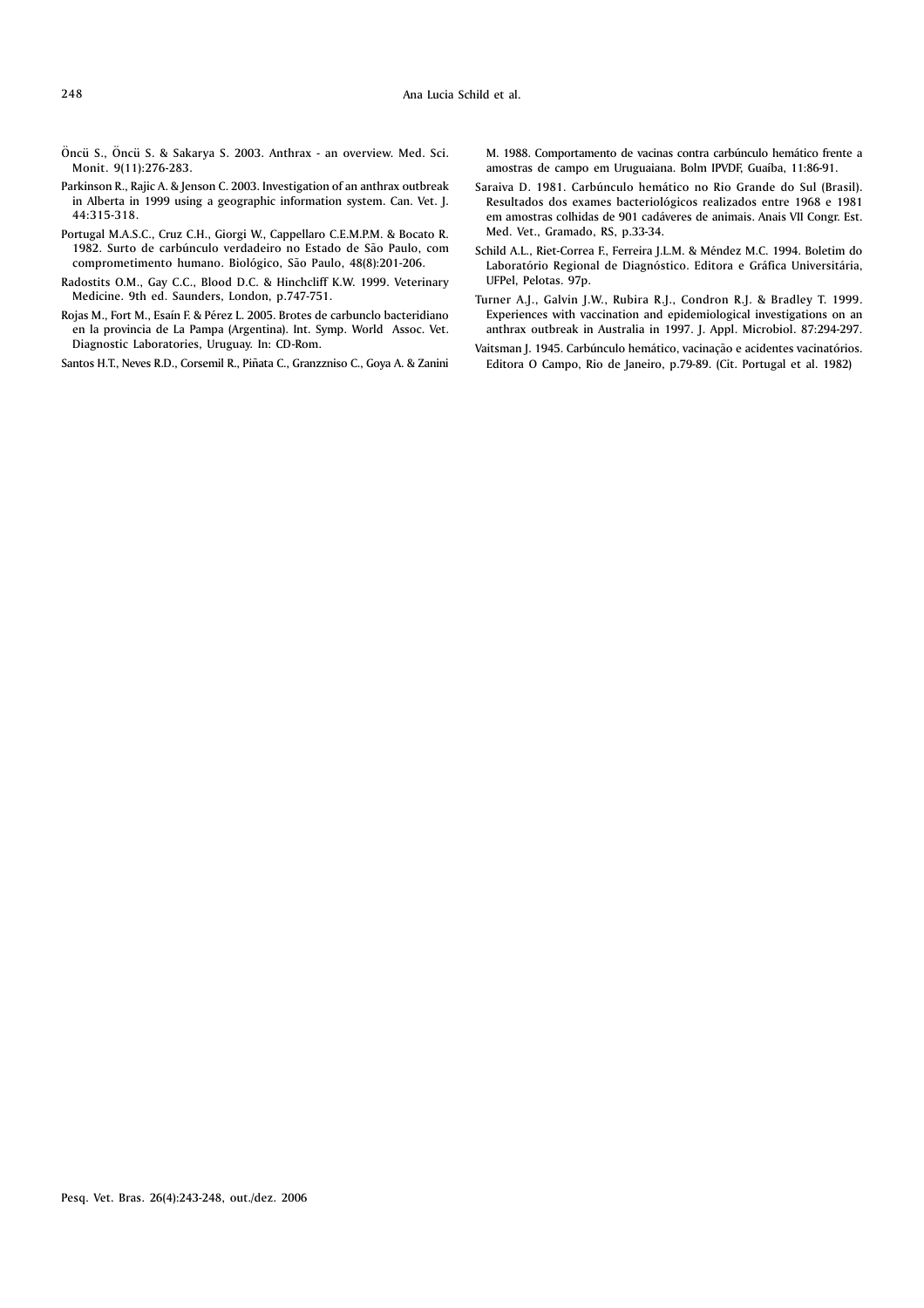Öncü S., Öncü S. & Sakarya S. 2003. Anthrax - an overview. Med. Sci. Monit. 9(11):276-283.

Parkinson R., Rajic A. & Jenson C. 2003. Investigation of an anthrax outbreak in Alberta in 1999 using a geographic information system. Can. Vet. J. 44:315-318.

Portugal M.A.S.C., Cruz C.H., Giorgi W., Cappellaro C.E.M.P.M. & Bocato R. 1982. Surto de carbúnculo verdadeiro no Estado de São Paulo, com comprometimento humano. Biológico, São Paulo, 48(8):201-206.

Radostits O.M., Gay C.C., Blood D.C. & Hinchcliff K.W. 1999. Veterinary Medicine. 9th ed. Saunders, London, p.747-751.

Rojas M., Fort M., Esaín F. & Pérez L. 2005. Brotes de carbunclo bacteridiano en la provincia de La Pampa (Argentina). Int. Symp. World Assoc. Vet. Diagnostic Laboratories, Uruguay. In: CD-Rom.

Santos H.T., Neves R.D., Corsemil R., Piñata C., Granzzniso C., Goya A. & Zanini M. 1988. Comportamento de vacinas contra carbúnculo hemático frente a amostras de campo em Uruguaiana. Bolm IPVDF, Guaíba, 11:86-91.

Saraiva D. 1981. Carbúnculo hemático no Rio Grande do Sul (Brasil). Resultados dos exames bacteriológicos realizados entre 1968 e 1981 em amostras colhidas de 901 cadáveres de animais. Anais VII Congr. Est. Med. Vet., Gramado, RS, p.33-34.

Schild A.L., Riet-Correa F., Ferreira J.L.M. & Méndez M.C. 1994. Boletim do Laboratório Regional de Diagnóstico. Editora e Gráfica Universitária, UFPel, Pelotas. 97p.

Turner A.J., Galvin J.W., Rubira R.J., Condron R.J. & Bradley T. 1999. Experiences with vaccination and epidemiological investigations on an anthrax outbreak in Australia in 1997. J. Appl. Microbiol. 87:294-297.

Vaitsman J. 1945. Carbúnculo hemático, vacinação e acidentes vacinatórios. Editora O Campo, Rio de Janeiro, p.79-89. (Cit. Portugal et al. 1982)